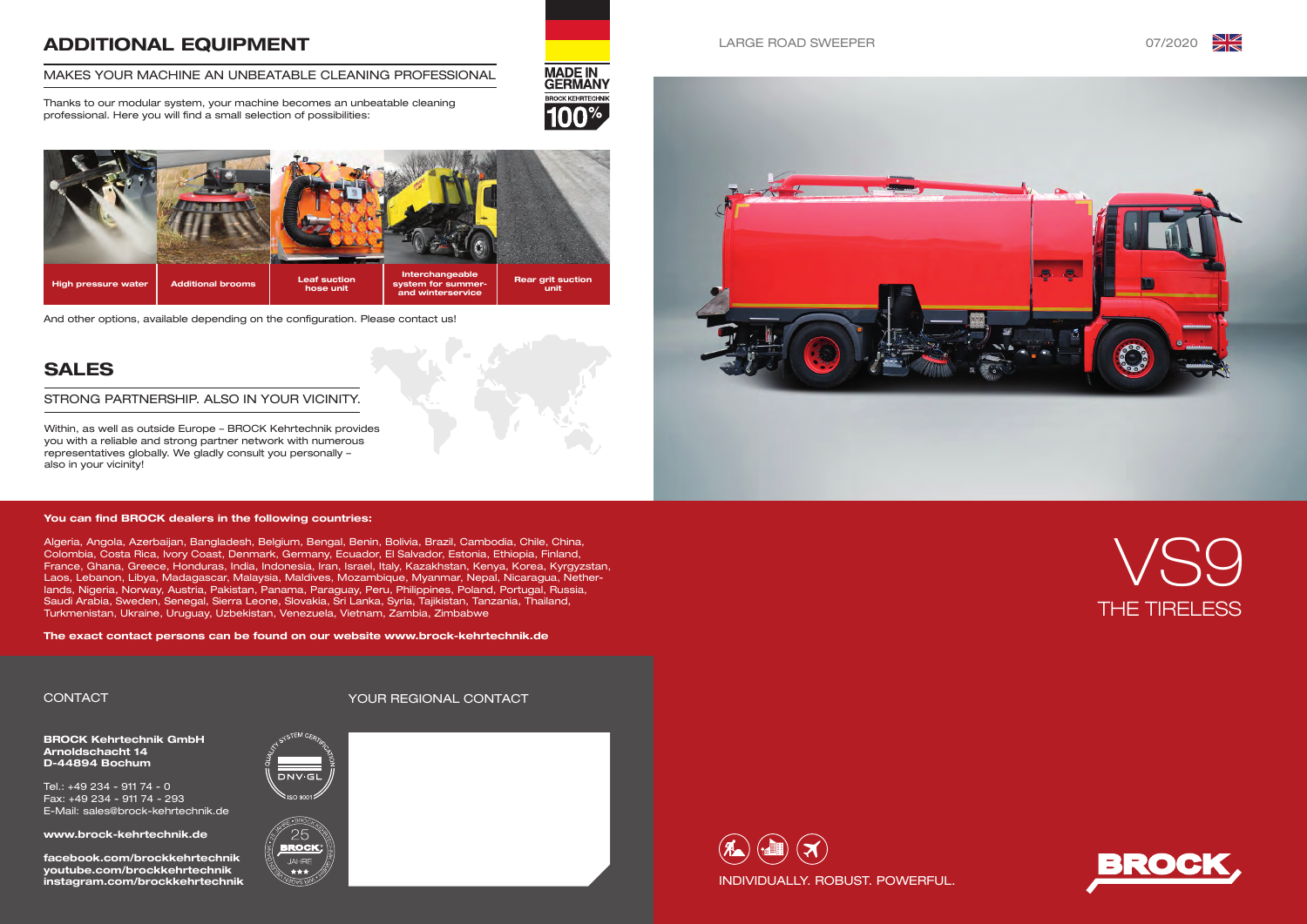## ADDITIONAL EQUIPMENT

MAKES YOUR MACHINE AN UNBEATABLE CLEANING PROFESSIONAL

Thanks to our modular system, your machine becomes an unbeatable cleaning professional. Here you will find a small selection of possibilities:

MADE IN GERMANY
BROCK KEHRTECHNIK 100%

| High pressure water | Additional brooms | Leaf suction hose unit | Interchangeable system for summer- and winterservice | Rear grit suction unit |
|---|---|---|---|---|

And other options, available depending on the configuration. Please contact us!

## SALES

STRONG PARTNERSHIP. ALSO IN YOUR VICINITY.

Within, as well as outside Europe – BROCK Kehrtechnik provides you with a reliable and strong partner network with numerous representatives globally. We gladly consult you personally – also in your vicinity!

**You can find BROCK dealers in the following countries:**

Algeria, Angola, Azerbaijan, Bangladesh, Belgium, Bengal, Benin, Bolivia, Brazil, Cambodia, Chile, China, Colombia, Costa Rica, Ivory Coast, Denmark, Germany, Ecuador, El Salvador, Estonia, Ethiopia, Finland, France, Ghana, Greece, Honduras, India, Indonesia, Iran, Israel, Italy, Kazakhstan, Kenya, Korea, Kyrgyzstan, Laos, Lebanon, Libya, Madagascar, Malaysia, Maldives, Mozambique, Myanmar, Nepal, Nicaragua, Netherlands, Nigeria, Norway, Austria, Pakistan, Panama, Paraguay, Peru, Philippines, Poland, Portugal, Russia, Saudi Arabia, Sweden, Senegal, Sierra Leone, Slovakia, Sri Lanka, Syria, Tajikistan, Tanzania, Thailand, Turkmenistan, Ukraine, Uruguay, Uzbekistan, Venezuela, Vietnam, Zambia, Zimbabwe

**The exact contact persons can be found on our website www.brock-kehrtechnik.de**

CONTACT

**BROCK Kehrtechnik GmbH**
**Arnoldschacht 14**
**D-44894 Bochum**

Tel.: +49 234 - 911 74 - 0
Fax: +49 234 - 911 74 - 293
E-Mail: sales@brock-kehrtechnik.de

**www.brock-kehrtechnik.de**

**facebook.com/brockkehrtechnik**
**youtube.com/brockkehrtechnik**
**instagram.com/brockkehrtechnik**

QUALITY SYSTEM CERTIFICATION DNV·GL ISO 9001

25 JAHRE BROCK

YOUR REGIONAL CONTACT

LARGE ROAD SWEEPER

07/2020

# VS9

THE TIRELESS

INDIVIDUALLY. ROBUST. POWERFUL.

BROCK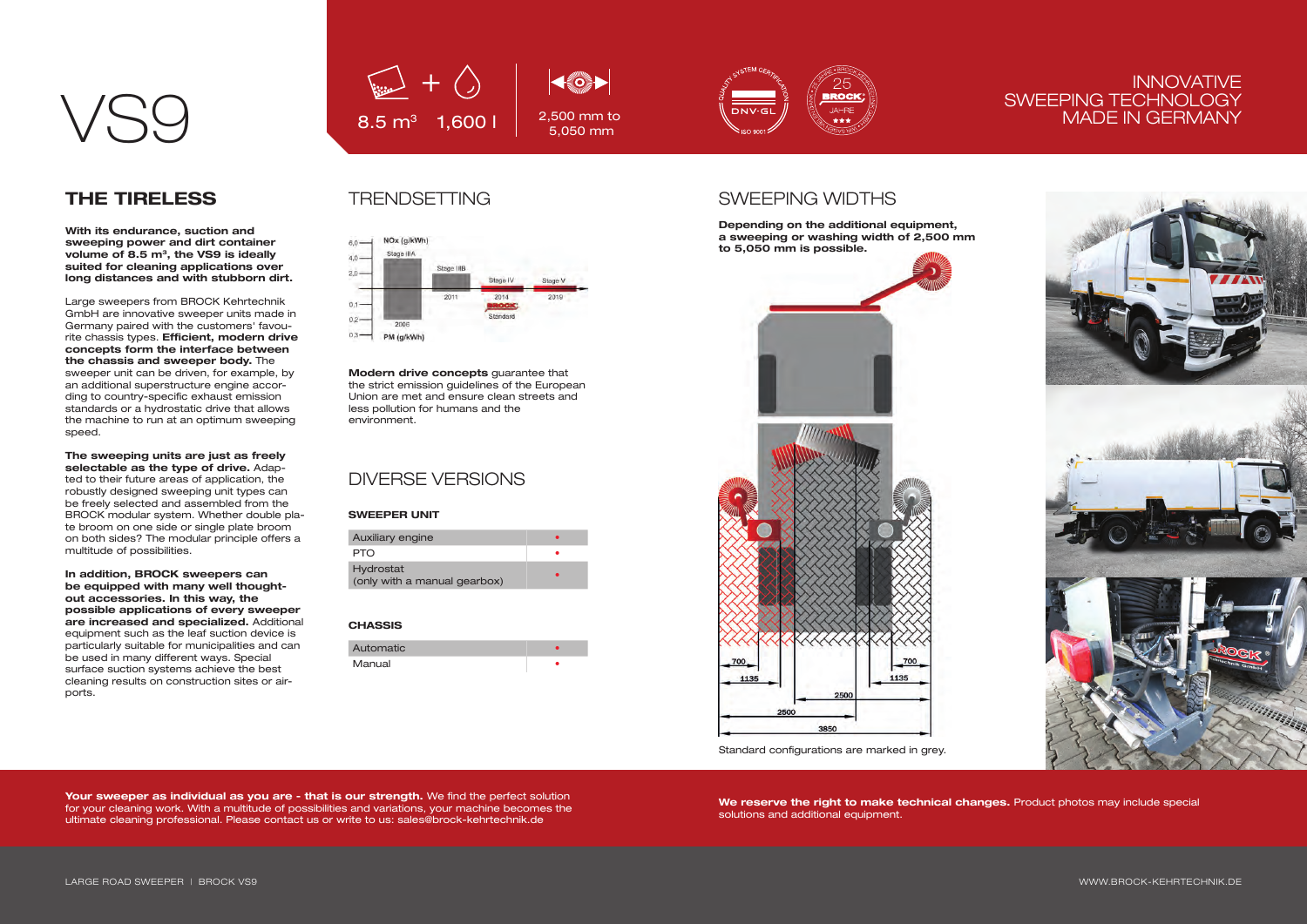# VS9

8.5 m³ + 1,600 l

2,500 mm to 5,050 mm

INNOVATIVE SWEEPING TECHNOLOGY MADE IN GERMANY

## THE TIRELESS

**With its endurance, suction and sweeping power and dirt container volume of 8.5 m³, the VS9 is ideally suited for cleaning applications over long distances and with stubborn dirt.**

Large sweepers from BROCK Kehrtechnik GmbH are innovative sweeper units made in Germany paired with the customers' favourite chassis types. **Efficient, modern drive concepts form the interface between the chassis and sweeper body.** The sweeper unit can be driven, for example, by an additional superstructure engine according to country-specific exhaust emission standards or a hydrostatic drive that allows the machine to run at an optimum sweeping speed.

**The sweeping units are just as freely selectable as the type of drive.** Adapted to their future areas of application, the robustly designed sweeping unit types can be freely selected and assembled from the BROCK modular system. Whether double plate broom on one side or single plate broom on both sides? The modular principle offers a multitude of possibilities.

**In addition, BROCK sweepers can be equipped with many well thought-out accessories. In this way, the possible applications of every sweeper are increased and specialized.** Additional equipment such as the leaf suction device is particularly suitable for municipalities and can be used in many different ways. Special surface suction systems achieve the best cleaning results on construction sites or airports.

## TRENDSETTING

NOx (g/kWh)
6,0
4,0
2,0
0,1
0,2
0,3
Stage IIIA
Stage IIIB
Stage IV
Stage V
2006
2011
2014
2019
BROCK Standard
PM (g/kWh)

**Modern drive concepts** guarantee that the strict emission guidelines of the European Union are met and ensure clean streets and less pollution for humans and the environment.

## DIVERSE VERSIONS

**SWEEPER UNIT**

| | |
|---|---|
| Auxiliary engine | • |
| PTO | • |
| Hydrostat (only with a manual gearbox) | • |

**CHASSIS**

| | |
|---|---|
| Automatic | • |
| Manual | • |

## SWEEPING WIDTHS

**Depending on the additional equipment, a sweeping or washing width of 2,500 mm to 5,050 mm is possible.**

700
700
1135
1135
2500
2500
3850

Standard configurations are marked in grey.

**Your sweeper as individual as you are - that is our strength.** We find the perfect solution for your cleaning work. With a multitude of possibilities and variations, your machine becomes the ultimate cleaning professional. Please contact us or write to us: sales@brock-kehrtechnik.de

**We reserve the right to make technical changes.** Product photos may include special solutions and additional equipment.